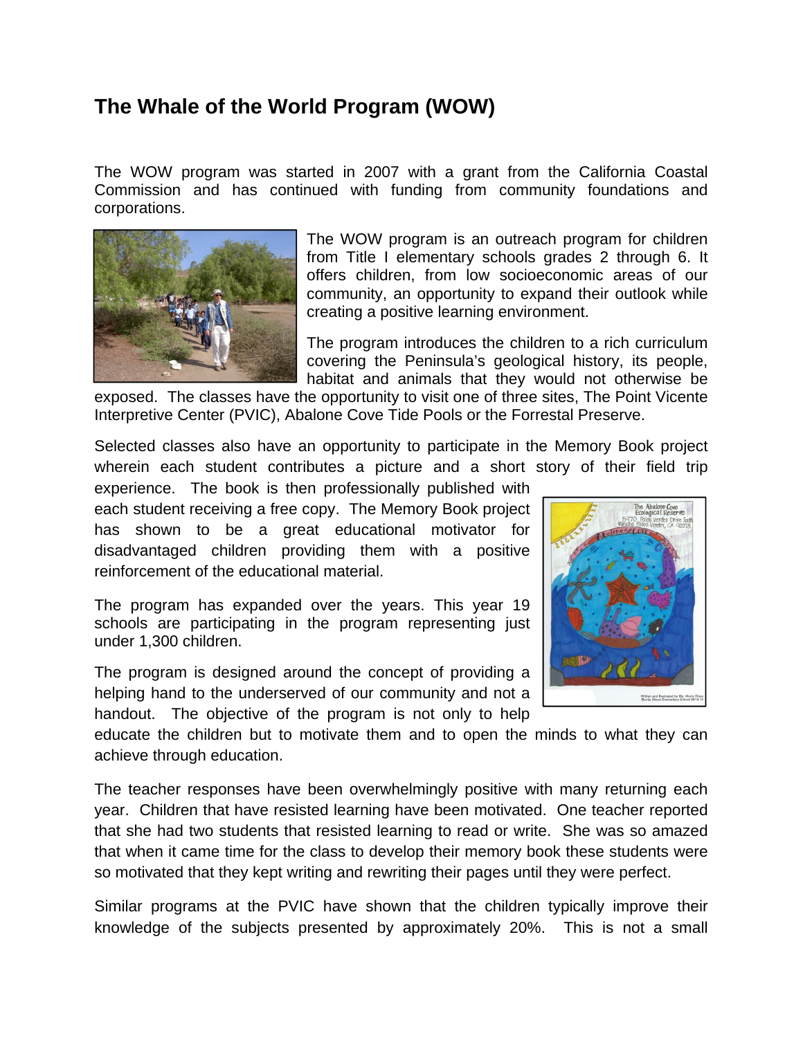# The Whale of the World Program (WOW)

The WOW program was started in 2007 with a grant from the California Coastal Commission and has continued with funding from community foundations and corporations.

The WOW program is an outreach program for children from Title I elementary schools grades 2 through 6. It offers children, from low socioeconomic areas of our community, an opportunity to expand their outlook while creating a positive learning environment.

The program introduces the children to a rich curriculum covering the Peninsula's geological history, its people, habitat and animals that they would not otherwise be exposed. The classes have the opportunity to visit one of three sites, The Point Vicente Interpretive Center (PVIC), Abalone Cove Tide Pools or the Forrestal Preserve.

Selected classes also have an opportunity to participate in the Memory Book project wherein each student contributes a picture and a short story of their field trip experience. The book is then professionally published with each student receiving a free copy. The Memory Book project has shown to be a great educational motivator for disadvantaged children providing them with a positive reinforcement of the educational material.

The program has expanded over the years. This year 19 schools are participating in the program representing just under 1,300 children.

The program is designed around the concept of providing a helping hand to the underserved of our community and not a handout. The objective of the program is not only to help educate the children but to motivate them and to open the minds to what they can achieve through education.

The teacher responses have been overwhelmingly positive with many returning each year. Children that have resisted learning have been motivated. One teacher reported that she had two students that resisted learning to read or write. She was so amazed that when it came time for the class to develop their memory book these students were so motivated that they kept writing and rewriting their pages until they were perfect.

Similar programs at the PVIC have shown that the children typically improve their knowledge of the subjects presented by approximately 20%. This is not a small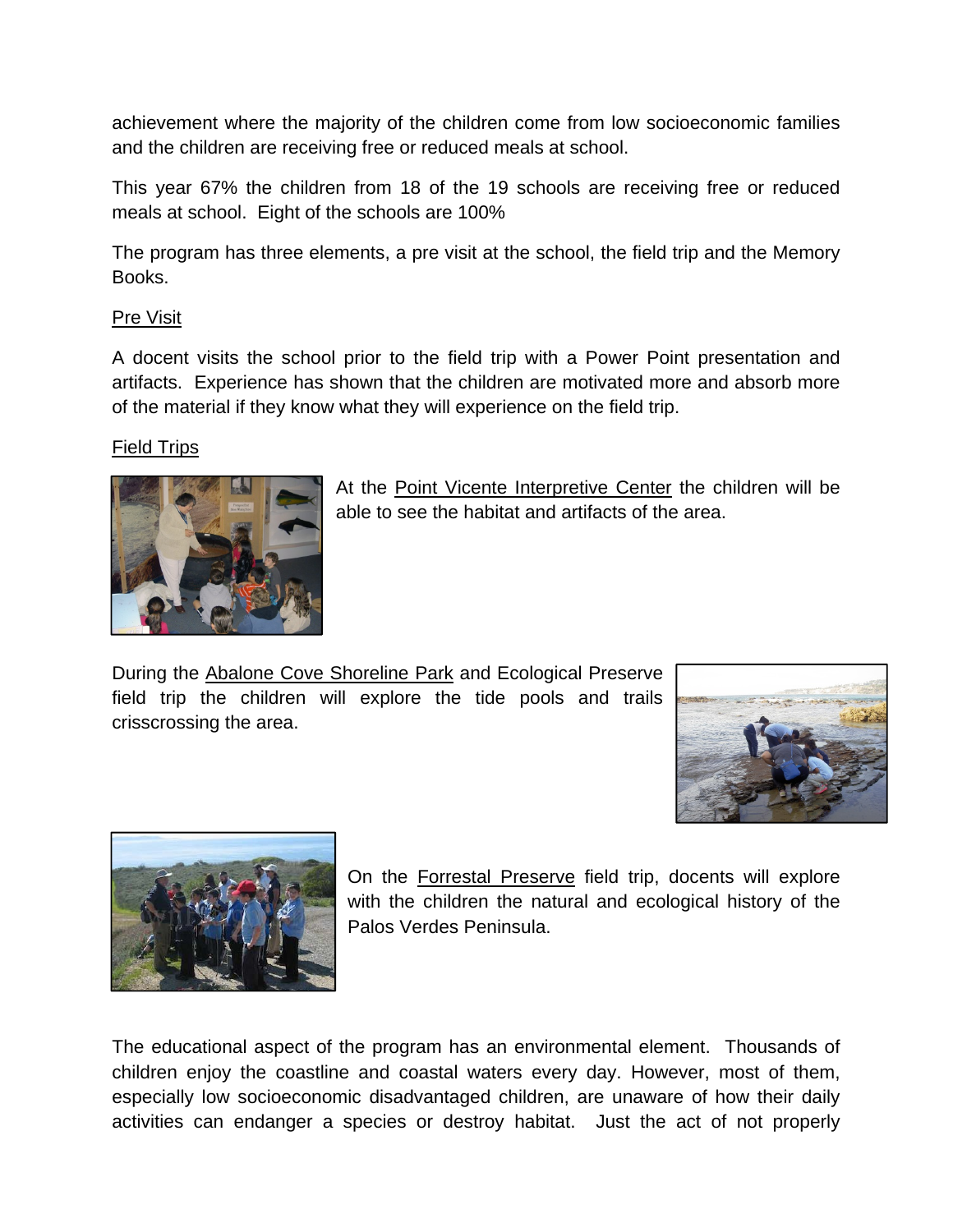achievement where the majority of the children come from low socioeconomic families and the children are receiving free or reduced meals at school.

This year 67% the children from 18 of the 19 schools are receiving free or reduced meals at school. Eight of the schools are 100%

The program has three elements, a pre visit at the school, the field trip and the Memory Books.

Pre Visit

A docent visits the school prior to the field trip with a Power Point presentation and artifacts. Experience has shown that the children are motivated more and absorb more of the material if they know what they will experience on the field trip.

Field Trips

At the Point Vicente Interpretive Center the children will be able to see the habitat and artifacts of the area.

During the Abalone Cove Shoreline Park and Ecological Preserve field trip the children will explore the tide pools and trails crisscrossing the area.

On the Forrestal Preserve field trip, docents will explore with the children the natural and ecological history of the Palos Verdes Peninsula.

The educational aspect of the program has an environmental element. Thousands of children enjoy the coastline and coastal waters every day. However, most of them, especially low socioeconomic disadvantaged children, are unaware of how their daily activities can endanger a species or destroy habitat. Just the act of not properly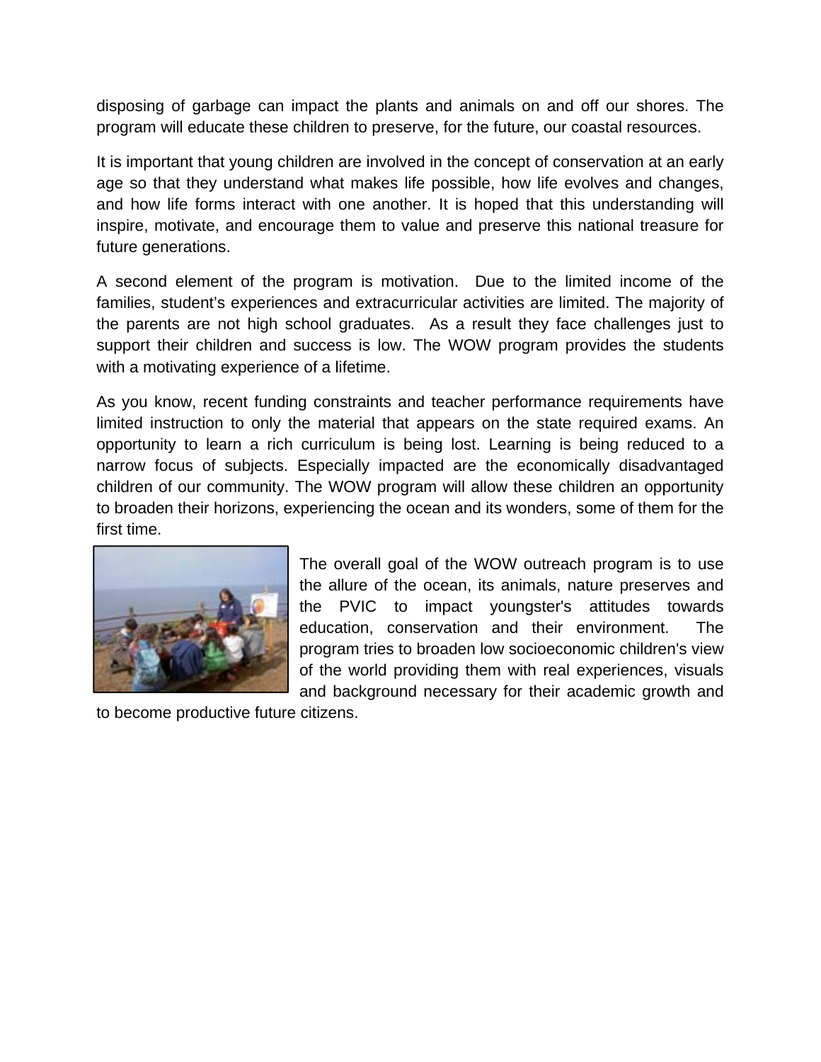disposing of garbage can impact the plants and animals on and off our shores. The program will educate these children to preserve, for the future, our coastal resources.

It is important that young children are involved in the concept of conservation at an early age so that they understand what makes life possible, how life evolves and changes, and how life forms interact with one another. It is hoped that this understanding will inspire, motivate, and encourage them to value and preserve this national treasure for future generations.

A second element of the program is motivation. Due to the limited income of the families, student's experiences and extracurricular activities are limited. The majority of the parents are not high school graduates. As a result they face challenges just to support their children and success is low. The WOW program provides the students with a motivating experience of a lifetime.

As you know, recent funding constraints and teacher performance requirements have limited instruction to only the material that appears on the state required exams. An opportunity to learn a rich curriculum is being lost. Learning is being reduced to a narrow focus of subjects. Especially impacted are the economically disadvantaged children of our community. The WOW program will allow these children an opportunity to broaden their horizons, experiencing the ocean and its wonders, some of them for the first time.

The overall goal of the WOW outreach program is to use the allure of the ocean, its animals, nature preserves and the PVIC to impact youngster's attitudes towards education, conservation and their environment. The program tries to broaden low socioeconomic children's view of the world providing them with real experiences, visuals and background necessary for their academic growth and to become productive future citizens.